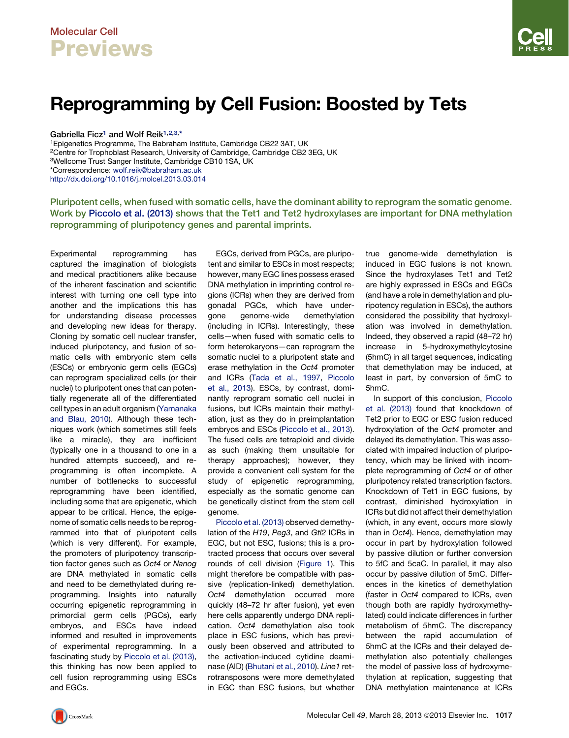# Reprogramming by Cell Fusion: Boosted by Tets

Gabriella Ficz[1] and Wolf Reik[1,2,3,*]

[1]Epigenetics Programme, The Babraham Institute, Cambridge CB22 3AT, UK
[2]Centre for Trophoblast Research, University of Cambridge, Cambridge CB2 3EG, UK
[3]Wellcome Trust Sanger Institute, Cambridge CB10 1SA, UK
*Correspondence: wolf.reik@babraham.ac.uk
http://dx.doi.org/10.1016/j.molcel.2013.03.014

**Pluripotent cells, when fused with somatic cells, have the dominant ability to reprogram the somatic genome. Work by Piccolo et al. (2013) shows that the Tet1 and Tet2 hydroxylases are important for DNA methylation reprogramming of pluripotency genes and parental imprints.**

Experimental reprogramming has captured the imagination of biologists and medical practitioners alike because of the inherent fascination and scientific interest with turning one cell type into another and the implications this has for understanding disease processes and developing new ideas for therapy. Cloning by somatic cell nuclear transfer, induced pluripotency, and fusion of somatic cells with embryonic stem cells (ESCs) or embryonic germ cells (EGCs) can reprogram specialized cells (or their nuclei) to pluripotent ones that can potentially regenerate all of the differentiated cell types in an adult organism (Yamanaka and Blau, 2010). Although these techniques work (which sometimes still feels like a miracle), they are inefficient (typically one in a thousand to one in a hundred attempts succeed), and reprogramming is often incomplete. A number of bottlenecks to successful reprogramming have been identified, including some that are epigenetic, which appear to be critical. Hence, the epigenome of somatic cells needs to be reprogrammed into that of pluripotent cells (which is very different). For example, the promoters of pluripotency transcription factor genes such as *Oct4* or *Nanog* are DNA methylated in somatic cells and need to be demethylated during reprogramming. Insights into naturally occurring epigenetic reprogramming in primordial germ cells (PGCs), early embryos, and ESCs have indeed informed and resulted in improvements of experimental reprogramming. In a fascinating study by Piccolo et al. (2013), this thinking has now been applied to cell fusion reprogramming using ESCs and EGCs.

EGCs, derived from PGCs, are pluripotent and similar to ESCs in most respects; however, many EGC lines possess erased DNA methylation in imprinting control regions (ICRs) when they are derived from gonadal PGCs, which have undergone genome-wide demethylation (including in ICRs). Interestingly, these cells—when fused with somatic cells to form heterokaryons—can reprogram the somatic nuclei to a pluripotent state and erase methylation in the *Oct4* promoter and ICRs (Tada et al., 1997, Piccolo et al., 2013). ESCs, by contrast, dominantly reprogram somatic cell nuclei in fusions, but ICRs maintain their methylation, just as they do in preimplantation embryos and ESCs (Piccolo et al., 2013). The fused cells are tetraploid and divide as such (making them unsuitable for therapy approaches); however, they provide a convenient cell system for the study of epigenetic reprogramming, especially as the somatic genome can be genetically distinct from the stem cell genome.

Piccolo et al. (2013) observed demethylation of the *H19*, *Peg3*, and *Gtl2* ICRs in EGC, but not ESC, fusions; this is a protracted process that occurs over several rounds of cell division (Figure 1). This might therefore be compatible with passive (replication-linked) demethylation. *Oct4* demethylation occurred more quickly (48–72 hr after fusion), yet even here cells apparently undergo DNA replication. *Oct4* demethylation also took place in ESC fusions, which has previously been observed and attributed to the activation-induced cytidine deaminase (AID) (Bhutani et al., 2010). *Line1* retrotransposons were more demethylated in EGC than ESC fusions, but whether true genome-wide demethylation is induced in EGC fusions is not known. Since the hydroxylases Tet1 and Tet2 are highly expressed in ESCs and EGCs (and have a role in demethylation and pluripotency regulation in ESCs), the authors considered the possibility that hydroxylation was involved in demethylation. Indeed, they observed a rapid (48–72 hr) increase in 5-hydroxymethylcytosine (5hmC) in all target sequences, indicating that demethylation may be induced, at least in part, by conversion of 5mC to 5hmC.

In support of this conclusion, Piccolo et al. (2013) found that knockdown of Tet2 prior to EGC or ESC fusion reduced hydroxylation of the *Oct4* promoter and delayed its demethylation. This was associated with impaired induction of pluripotency, which may be linked with incomplete reprogramming of *Oct4* or of other pluripotency related transcription factors. Knockdown of Tet1 in EGC fusions, by contrast, diminished hydroxylation in ICRs but did not affect their demethylation (which, in any event, occurs more slowly than in *Oct4*). Hence, demethylation may occur in part by hydroxylation followed by passive dilution or further conversion to 5fC and 5caC. In parallel, it may also occur by passive dilution of 5mC. Differences in the kinetics of demethylation (faster in *Oct4* compared to ICRs, even though both are rapidly hydroxymethylated) could indicate differences in further metabolism of 5hmC. The discrepancy between the rapid accumulation of 5hmC at the ICRs and their delayed demethylation also potentially challenges the model of passive loss of hydroxymethylation at replication, suggesting that DNA methylation maintenance at ICRs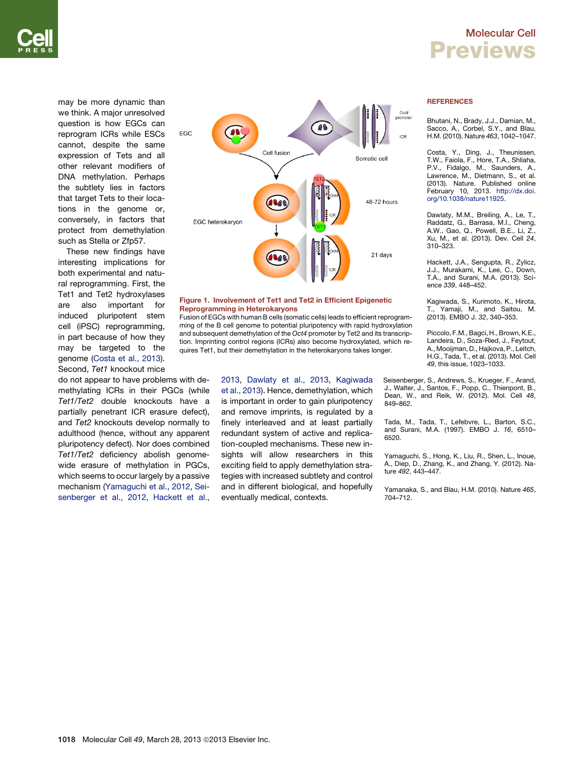may be more dynamic than we think. A major unresolved question is how EGCs can reprogram ICRs while ESCs cannot, despite the same expression of Tets and all other relevant modifiers of DNA methylation. Perhaps the subtlety lies in factors that target Tets to their locations in the genome or, conversely, in factors that protect from demethylation such as Stella or Zfp57.

These new findings have interesting implications for both experimental and natural reprogramming. First, the Tet1 and Tet2 hydroxylases are also important for induced pluripotent stem cell (iPSC) reprogramming, in part because of how they may be targeted to the genome (Costa et al., 2013). Second, *Tet1* knockout mice do not appear to have problems with demethylating ICRs in their PGCs (while *Tet1*/*Tet2* double knockouts have a partially penetrant ICR erasure defect), and *Tet2* knockouts develop normally to adulthood (hence, without any apparent pluripotency defect). Nor does combined *Tet1*/*Tet2* deficiency abolish genome-wide erasure of methylation in PGCs, which seems to occur largely by a passive mechanism (Yamaguchi et al., 2012, Seisenberger et al., 2012, Hackett et al., 2013, Dawlaty et al., 2013, Kagiwada et al., 2013). Hence, demethylation, which is important in order to gain pluripotency and remove imprints, is regulated by a finely interleaved and at least partially redundant system of active and replication-coupled mechanisms. These new insights will allow researchers in this exciting field to apply demethylation strategies with increased subtlety and control and in different biological, and hopefully eventually medical, contexts.

EGC

Cell fusion

Somatic cell

Oct4 promoter

ICR

EGC heterokaryon

TET2

Oct4

ICR

TET1

48-72 hours

Oct4

ICR

21 days

**Figure 1. Involvement of Tet1 and Tet2 in Efficient Epigenetic Reprogramming in Heterokaryons**

Fusion of EGCs with human B cells (somatic cells) leads to efficient reprogramming of the B cell genome to potential pluripotency with rapid hydroxylation and subsequent demethylation of the *Oct4* promoter by Tet2 and its transcription. Imprinting control regions (ICRs) also become hydroxylated, which requires Tet1, but their demethylation in the heterokaryons takes longer.

## REFERENCES

Bhutani, N., Brady, J.J., Damian, M., Sacco, A., Corbel, S.Y., and Blau, H.M. (2010). Nature *463*, 1042–1047.

Costa, Y., Ding, J., Theunissen, T.W., Faiola, F., Hore, T.A., Shliaha, P.V., Fidalgo, M., Saunders, A., Lawrence, M., Dietmann, S., et al. (2013). Nature. Published online February 10, 2013. http://dx.doi.org/10.1038/nature11925.

Dawlaty, M.M., Breiling, A., Le, T., Raddatz, G., Barrasa, M.I., Cheng, A.W., Gao, Q., Powell, B.E., Li, Z., Xu, M., et al. (2013). Dev. Cell *24*, 310–323.

Hackett, J.A., Sengupta, R., Zylicz, J.J., Murakami, K., Lee, C., Down, T.A., and Surani, M.A. (2013). Science *339*, 448–452.

Kagiwada, S., Kurimoto, K., Hirota, T., Yamaji, M., and Saitou, M. (2013). EMBO J. *32*, 340–353.

Piccolo, F.M., Bagci, H., Brown, K.E., Landeira, D., Soza-Ried, J., Feytout, A., Mooijman, D., Hajkova, P., Leitch, H.G., Tada, T., et al. (2013). Mol. Cell *49*, this issue, 1023–1033.

Seisenberger, S., Andrews, S., Krueger, F., Arand, J., Walter, J., Santos, F., Popp, C., Thienpont, B., Dean, W., and Reik, W. (2012). Mol. Cell *48*, 849–862.

Tada, M., Tada, T., Lefebvre, L., Barton, S.C., and Surani, M.A. (1997). EMBO J. *16*, 6510–6520.

Yamaguchi, S., Hong, K., Liu, R., Shen, L., Inoue, A., Diep, D., Zhang, K., and Zhang, Y. (2012). Nature *492*, 443–447.

Yamanaka, S., and Blau, H.M. (2010). Nature *465*, 704–712.